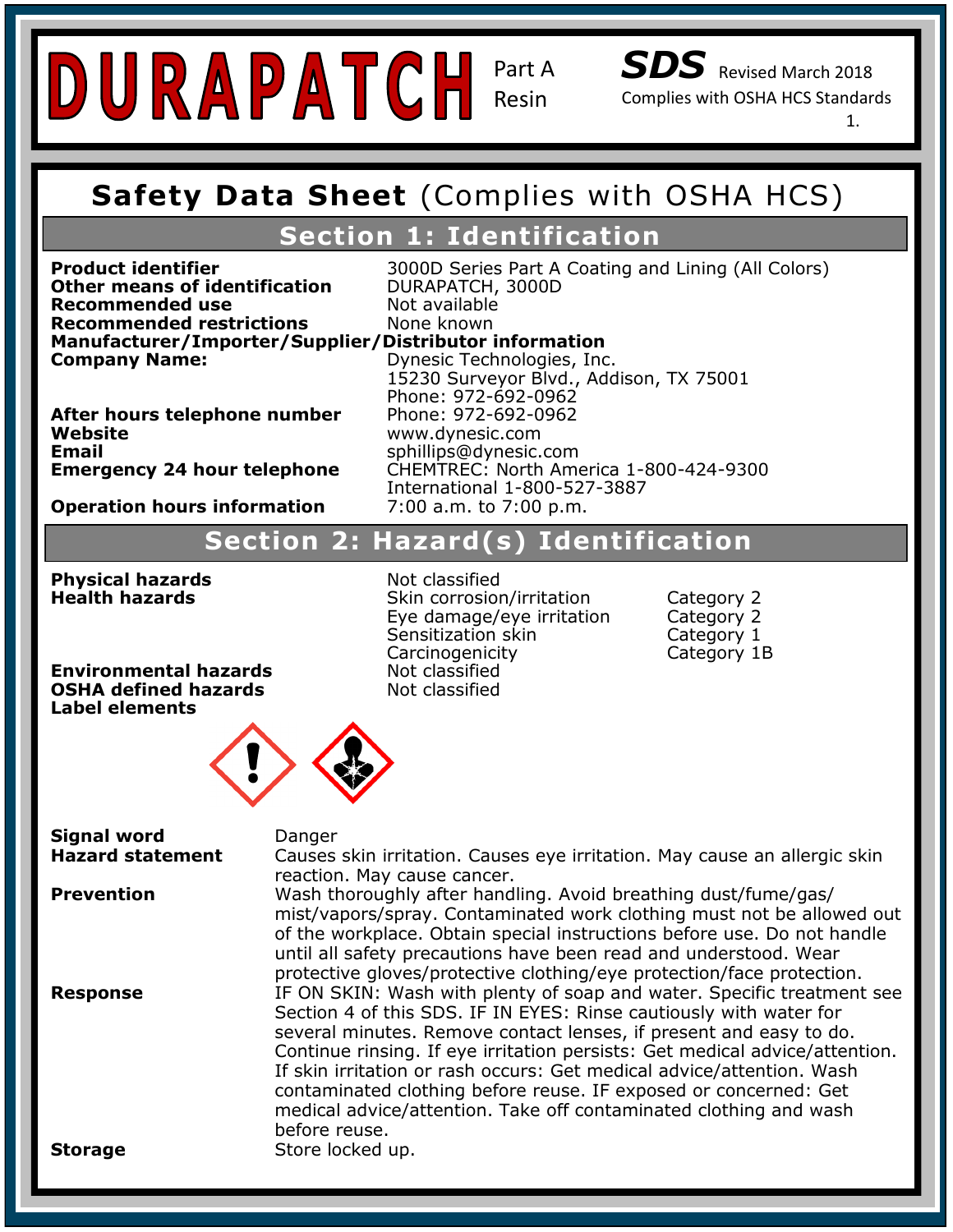# DURAPATCH Part A Resin

**SDS** Revised March 2018
Complies with OSHA HCS Standards

## Safety Data Sheet (Complies with OSHA HCS)

## Section 1: Identification

| | |
|---|---|
| **Product identifier** | 3000D Series Part A Coating and Lining (All Colors) |
| **Other means of identification** | DURAPATCH, 3000D |
| **Recommended use** | Not available |
| **Recommended restrictions** | None known |

**Manufacturer/Importer/Supplier/Distributor information**

| | |
|---|---|
| **Company Name:** | Dynesic Technologies, Inc.<br>15230 Surveyor Blvd., Addison, TX 75001<br>Phone: 972-692-0962 |
| **After hours telephone number** | Phone: 972-692-0962 |
| **Website** | www.dynesic.com |
| **Email** | sphillips@dynesic.com |
| **Emergency 24 hour telephone** | CHEMTREC: North America 1-800-424-9300<br>International 1-800-527-3887 |
| **Operation hours information** | 7:00 a.m. to 7:00 p.m. |

## Section 2: Hazard(s) Identification

| | | |
|---|---|---|
| **Physical hazards** | Not classified | |
| **Health hazards** | Skin corrosion/irritation | Category 2 |
| | Eye damage/eye irritation | Category 2 |
| | Sensitization skin | Category 1 |
| | Carcinogenicity | Category 1B |
| **Environmental hazards** | Not classified | |
| **OSHA defined hazards** | Not classified | |

**Label elements**

**Signal word** Danger

**Hazard statement** Causes skin irritation. Causes eye irritation. May cause an allergic skin reaction. May cause cancer.

**Prevention** Wash thoroughly after handling. Avoid breathing dust/fume/gas/mist/vapors/spray. Contaminated work clothing must not be allowed out of the workplace. Obtain special instructions before use. Do not handle until all safety precautions have been read and understood. Wear protective gloves/protective clothing/eye protection/face protection.

**Response** IF ON SKIN: Wash with plenty of soap and water. Specific treatment see Section 4 of this SDS. IF IN EYES: Rinse cautiously with water for several minutes. Remove contact lenses, if present and easy to do. Continue rinsing. If eye irritation persists: Get medical advice/attention. If skin irritation or rash occurs: Get medical advice/attention. Wash contaminated clothing before reuse. IF exposed or concerned: Get medical advice/attention. Take off contaminated clothing and wash before reuse.

**Storage** Store locked up.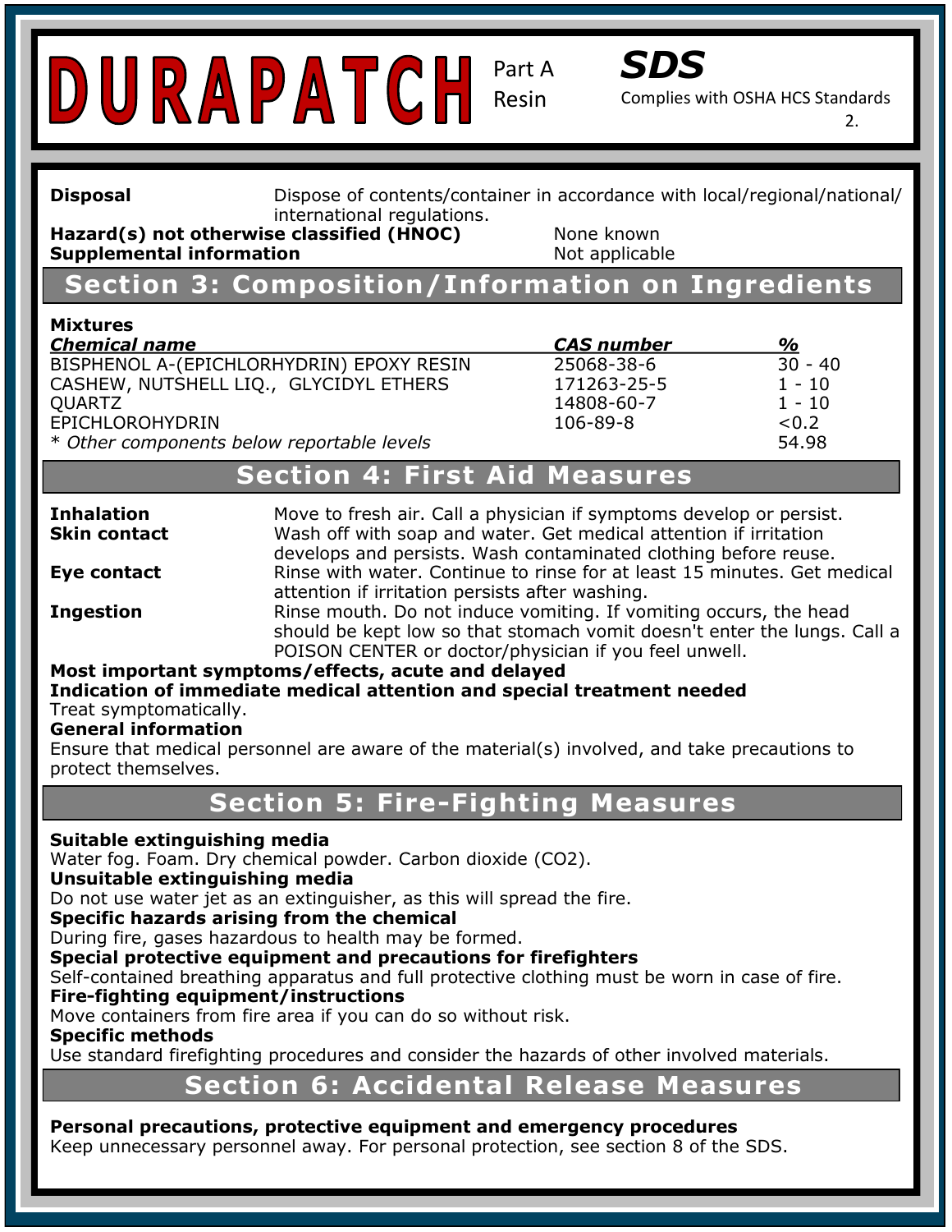**Disposal** Dispose of contents/container in accordance with local/regional/national/international regulations.

**Hazard(s) not otherwise classified (HNOC)** None known

**Supplemental information** Not applicable

## Section 3: Composition/Information on Ingredients

**Mixtures**

| ***Chemical name*** | ***CAS number*** | ***%*** |
|---|---|---|
| BISPHENOL A-(EPICHLORHYDRIN) EPOXY RESIN | 25068-38-6 | 30 - 40 |
| CASHEW, NUTSHELL LIQ., GLYCIDYL ETHERS | 171263-25-5 | 1 - 10 |
| QUARTZ | 14808-60-7 | 1 - 10 |
| EPICHLOROHYDRIN | 106-89-8 | <0.2 |
| *\* Other components below reportable levels* | | 54.98 |

## Section 4: First Aid Measures

**Inhalation** Move to fresh air. Call a physician if symptoms develop or persist.

**Skin contact** Wash off with soap and water. Get medical attention if irritation develops and persists. Wash contaminated clothing before reuse.

**Eye contact** Rinse with water. Continue to rinse for at least 15 minutes. Get medical attention if irritation persists after washing.

**Ingestion** Rinse mouth. Do not induce vomiting. If vomiting occurs, the head should be kept low so that stomach vomit doesn't enter the lungs. Call a POISON CENTER or doctor/physician if you feel unwell.

**Most important symptoms/effects, acute and delayed**

**Indication of immediate medical attention and special treatment needed**

Treat symptomatically.

**General information**

Ensure that medical personnel are aware of the material(s) involved, and take precautions to protect themselves.

## Section 5: Fire-Fighting Measures

**Suitable extinguishing media**

Water fog. Foam. Dry chemical powder. Carbon dioxide ($CO_2$).

**Unsuitable extinguishing media**

Do not use water jet as an extinguisher, as this will spread the fire.

**Specific hazards arising from the chemical**

During fire, gases hazardous to health may be formed.

**Special protective equipment and precautions for firefighters**

Self-contained breathing apparatus and full protective clothing must be worn in case of fire.

**Fire-fighting equipment/instructions**

Move containers from fire area if you can do so without risk.

**Specific methods**

Use standard firefighting procedures and consider the hazards of other involved materials.

## Section 6: Accidental Release Measures

**Personal precautions, protective equipment and emergency procedures**

Keep unnecessary personnel away. For personal protection, see section 8 of the SDS.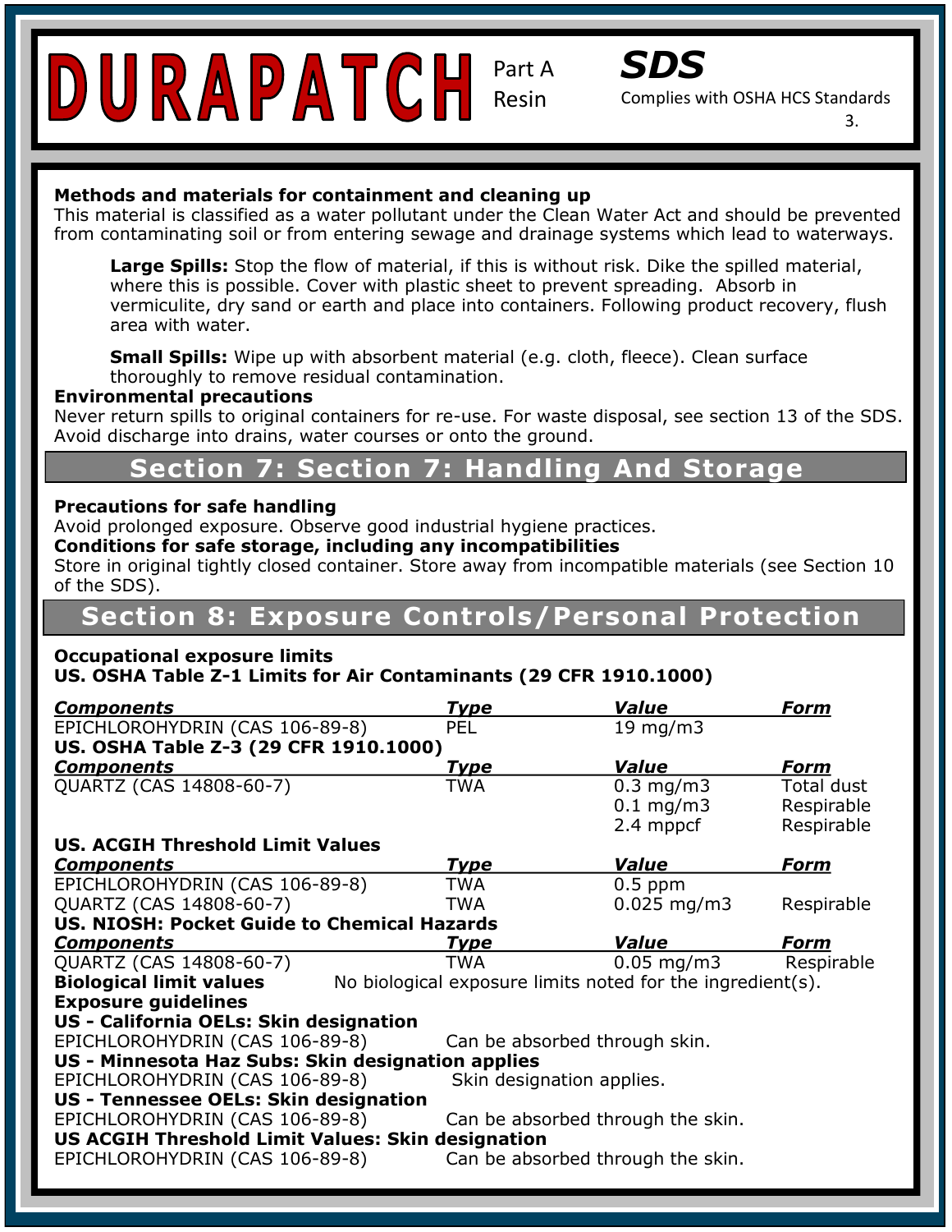**Methods and materials for containment and cleaning up**

This material is classified as a water pollutant under the Clean Water Act and should be prevented from contaminating soil or from entering sewage and drainage systems which lead to waterways.

> **Large Spills:** Stop the flow of material, if this is without risk. Dike the spilled material, where this is possible. Cover with plastic sheet to prevent spreading. Absorb in vermiculite, dry sand or earth and place into containers. Following product recovery, flush area with water.
>
> **Small Spills:** Wipe up with absorbent material (e.g. cloth, fleece). Clean surface thoroughly to remove residual contamination.

**Environmental precautions**

Never return spills to original containers for re-use. For waste disposal, see section 13 of the SDS. Avoid discharge into drains, water courses or onto the ground.

## Section 7: Section 7: Handling And Storage

**Precautions for safe handling**

Avoid prolonged exposure. Observe good industrial hygiene practices.

**Conditions for safe storage, including any incompatibilities**

Store in original tightly closed container. Store away from incompatible materials (see Section 10 of the SDS).

## Section 8: Exposure Controls/Personal Protection

**Occupational exposure limits**

**US. OSHA Table Z-1 Limits for Air Contaminants (29 CFR 1910.1000)**

| Components | Type | Value | Form |
|---|---|---|---|
| EPICHLOROHYDRIN (CAS 106-89-8) | PEL | 19 mg/m3 | |

**US. OSHA Table Z-3 (29 CFR 1910.1000)**

| Components | Type | Value | Form |
|---|---|---|---|
| QUARTZ (CAS 14808-60-7) | TWA | 0.3 mg/m3 | Total dust |
| | | 0.1 mg/m3 | Respirable |
| | | 2.4 mppcf | Respirable |

**US. ACGIH Threshold Limit Values**

| Components | Type | Value | Form |
|---|---|---|---|
| EPICHLOROHYDRIN (CAS 106-89-8) | TWA | 0.5 ppm | |
| QUARTZ (CAS 14808-60-7) | TWA | 0.025 mg/m3 | Respirable |

**US. NIOSH: Pocket Guide to Chemical Hazards**

| Components | Type | Value | Form |
|---|---|---|---|
| QUARTZ (CAS 14808-60-7) | TWA | 0.05 mg/m3 | Respirable |

**Biological limit values** No biological exposure limits noted for the ingredient(s).

**Exposure guidelines**

**US - California OELs: Skin designation**

EPICHLOROHYDRIN (CAS 106-89-8) Can be absorbed through skin.

**US - Minnesota Haz Subs: Skin designation applies**

EPICHLOROHYDRIN (CAS 106-89-8) Skin designation applies.

**US - Tennessee OELs: Skin designation**

EPICHLOROHYDRIN (CAS 106-89-8) Can be absorbed through the skin.

**US ACGIH Threshold Limit Values: Skin designation**

EPICHLOROHYDRIN (CAS 106-89-8) Can be absorbed through the skin.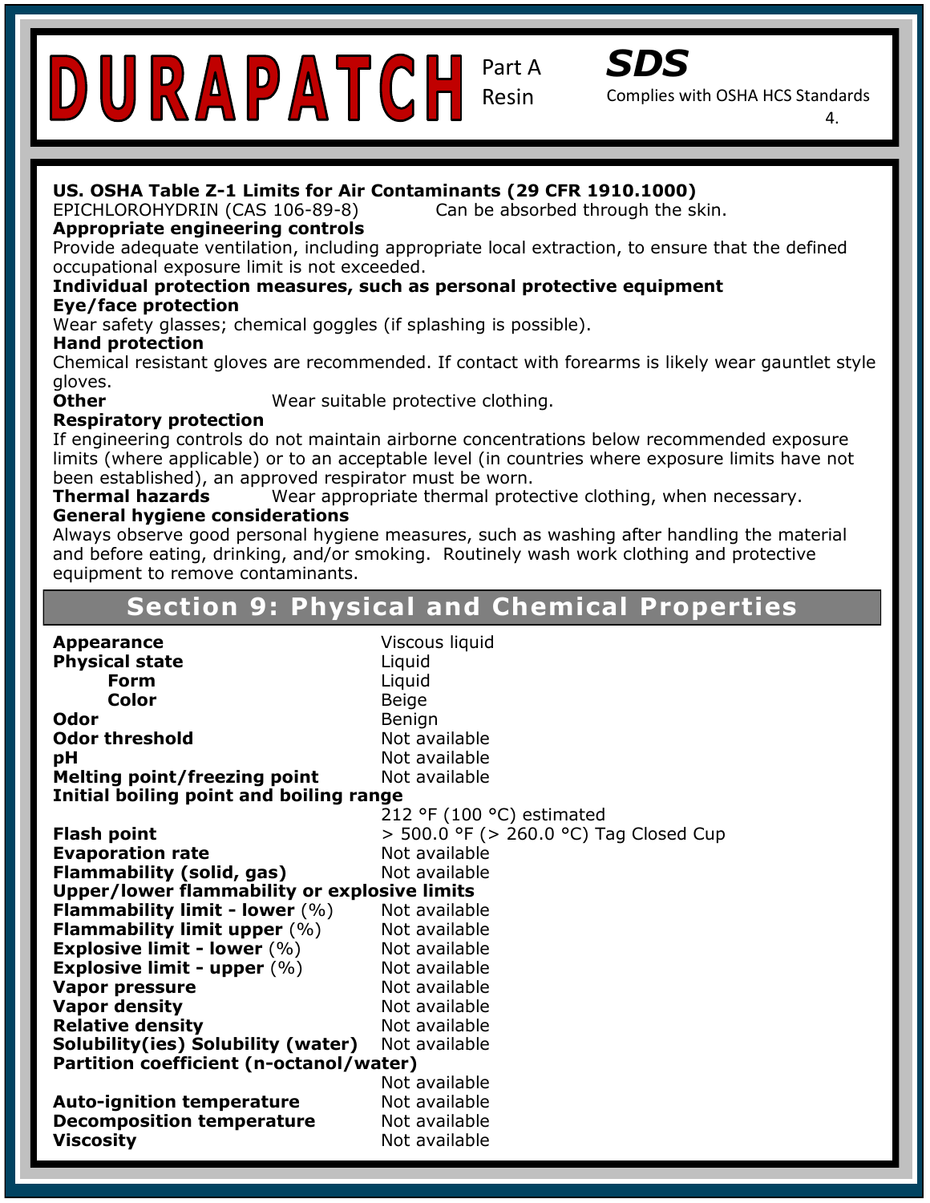**US. OSHA Table Z-1 Limits for Air Contaminants (29 CFR 1910.1000)**

EPICHLOROHYDRIN (CAS 106-89-8) Can be absorbed through the skin.

**Appropriate engineering controls**

Provide adequate ventilation, including appropriate local extraction, to ensure that the defined occupational exposure limit is not exceeded.

**Individual protection measures, such as personal protective equipment**

**Eye/face protection**

Wear safety glasses; chemical goggles (if splashing is possible).

**Hand protection**

Chemical resistant gloves are recommended. If contact with forearms is likely wear gauntlet style gloves.

**Other** Wear suitable protective clothing.

**Respiratory protection**

If engineering controls do not maintain airborne concentrations below recommended exposure limits (where applicable) or to an acceptable level (in countries where exposure limits have not been established), an approved respirator must be worn.

**Thermal hazards** Wear appropriate thermal protective clothing, when necessary.

**General hygiene considerations**

Always observe good personal hygiene measures, such as washing after handling the material and before eating, drinking, and/or smoking. Routinely wash work clothing and protective equipment to remove contaminants.

## Section 9: Physical and Chemical Properties

| | |
|---|---|
| **Appearance** | Viscous liquid |
| **Physical state** | Liquid |
| **Form** | Liquid |
| **Color** | Beige |
| **Odor** | Benign |
| **Odor threshold** | Not available |
| **pH** | Not available |
| **Melting point/freezing point** | Not available |
| **Initial boiling point and boiling range** | 212 °F (100 °C) estimated |
| **Flash point** | > 500.0 °F (> 260.0 °C) Tag Closed Cup |
| **Evaporation rate** | Not available |
| **Flammability (solid, gas)** | Not available |
| **Upper/lower flammability or explosive limits** | |
| **Flammability limit - lower** (%) | Not available |
| **Flammability limit upper** (%) | Not available |
| **Explosive limit - lower** (%) | Not available |
| **Explosive limit - upper** (%) | Not available |
| **Vapor pressure** | Not available |
| **Vapor density** | Not available |
| **Relative density** | Not available |
| **Solubility(ies) Solubility (water)** | Not available |
| **Partition coefficient (n-octanol/water)** | Not available |
| **Auto-ignition temperature** | Not available |
| **Decomposition temperature** | Not available |
| **Viscosity** | Not available |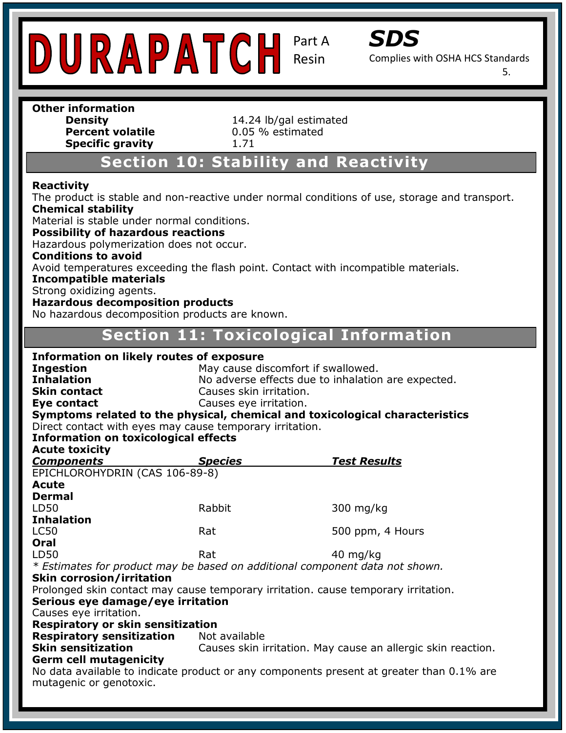**Other information**

| | |
|---|---|
| **Density** | 14.24 lb/gal estimated |
| **Percent volatile** | 0.05 % estimated |
| **Specific gravity** | 1.71 |

## Section 10: Stability and Reactivity

**Reactivity**
The product is stable and non-reactive under normal conditions of use, storage and transport.
**Chemical stability**
Material is stable under normal conditions.
**Possibility of hazardous reactions**
Hazardous polymerization does not occur.
**Conditions to avoid**
Avoid temperatures exceeding the flash point. Contact with incompatible materials.
**Incompatible materials**
Strong oxidizing agents.
**Hazardous decomposition products**
No hazardous decomposition products are known.

## Section 11: Toxicological Information

**Information on likely routes of exposure**

| | |
|---|---|
| **Ingestion** | May cause discomfort if swallowed. |
| **Inhalation** | No adverse effects due to inhalation are expected. |
| **Skin contact** | Causes skin irritation. |
| **Eye contact** | Causes eye irritation. |

**Symptoms related to the physical, chemical and toxicological characteristics**
Direct contact with eyes may cause temporary irritation.
**Information on toxicological effects**
**Acute toxicity**

| ***Components*** | ***Species*** | ***Test Results*** |
|---|---|---|
| EPICHLOROHYDRIN (CAS 106-89-8) | | |
| **Acute** | | |
| **Dermal** | | |
| LD50 | Rabbit | 300 mg/kg |
| **Inhalation** | | |
| LC50 | Rat | 500 ppm, 4 Hours |
| **Oral** | | |
| LD50 | Rat | 40 mg/kg |

*\* Estimates for product may be based on additional component data not shown.*

**Skin corrosion/irritation**
Prolonged skin contact may cause temporary irritation. cause temporary irritation.
**Serious eye damage/eye irritation**
Causes eye irritation.
**Respiratory or skin sensitization**

| | |
|---|---|
| **Respiratory sensitization** | Not available |
| **Skin sensitization** | Causes skin irritation. May cause an allergic skin reaction. |

**Germ cell mutagenicity**
No data available to indicate product or any components present at greater than 0.1% are mutagenic or genotoxic.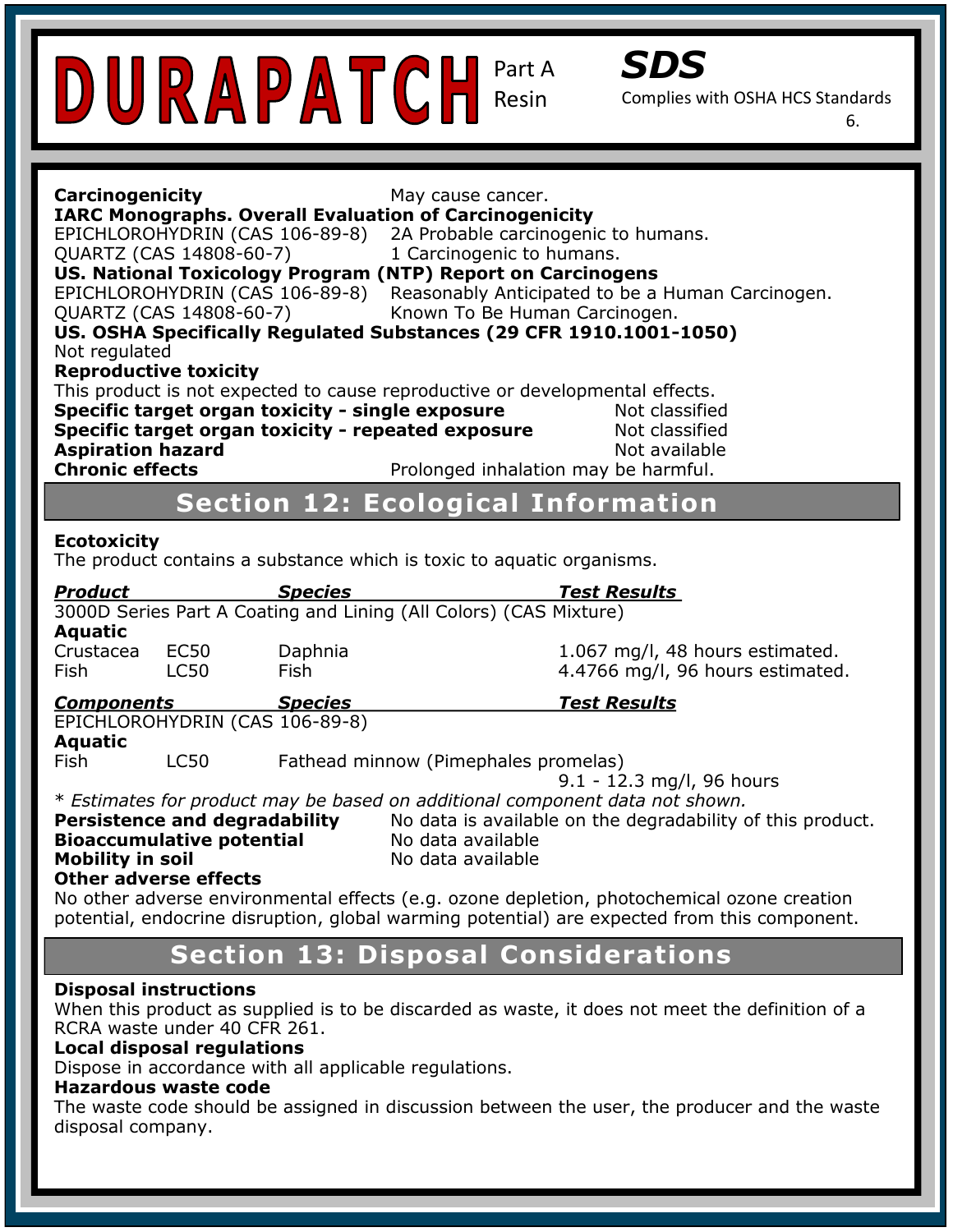**Carcinogenicity** May cause cancer.

**IARC Monographs. Overall Evaluation of Carcinogenicity**

EPICHLOROHYDRIN (CAS 106-89-8) 2A Probable carcinogenic to humans.
QUARTZ (CAS 14808-60-7) 1 Carcinogenic to humans.

**US. National Toxicology Program (NTP) Report on Carcinogens**

EPICHLOROHYDRIN (CAS 106-89-8) Reasonably Anticipated to be a Human Carcinogen.
QUARTZ (CAS 14808-60-7) Known To Be Human Carcinogen.

**US. OSHA Specifically Regulated Substances (29 CFR 1910.1001-1050)**

Not regulated

**Reproductive toxicity**

This product is not expected to cause reproductive or developmental effects.

**Specific target organ toxicity - single exposure** Not classified

**Specific target organ toxicity - repeated exposure** Not classified

**Aspiration hazard** Not available

**Chronic effects** Prolonged inhalation may be harmful.

## Section 12: Ecological Information

**Ecotoxicity**

The product contains a substance which is toxic to aquatic organisms.

| ***Product*** | | ***Species*** | ***Test Results*** |
|---|---|---|---|
| 3000D Series Part A Coating and Lining (All Colors) (CAS Mixture) | | | |
| **Aquatic** | | | |
| Crustacea | EC50 | Daphnia | 1.067 mg/l, 48 hours estimated. |
| Fish | LC50 | Fish | 4.4766 mg/l, 96 hours estimated. |

| ***Components*** | | ***Species*** | ***Test Results*** |
|---|---|---|---|
| EPICHLOROHYDRIN (CAS 106-89-8) | | | |
| **Aquatic** | | | |
| Fish | LC50 | Fathead minnow (Pimephales promelas) | 9.1 - 12.3 mg/l, 96 hours |

\* *Estimates for product may be based on additional component data not shown.*

**Persistence and degradability** No data is available on the degradability of this product.

**Bioaccumulative potential** No data available

**Mobility in soil** No data available

**Other adverse effects**

No other adverse environmental effects (e.g. ozone depletion, photochemical ozone creation potential, endocrine disruption, global warming potential) are expected from this component.

## Section 13: Disposal Considerations

**Disposal instructions**

When this product as supplied is to be discarded as waste, it does not meet the definition of a RCRA waste under 40 CFR 261.

**Local disposal regulations**

Dispose in accordance with all applicable regulations.

**Hazardous waste code**

The waste code should be assigned in discussion between the user, the producer and the waste disposal company.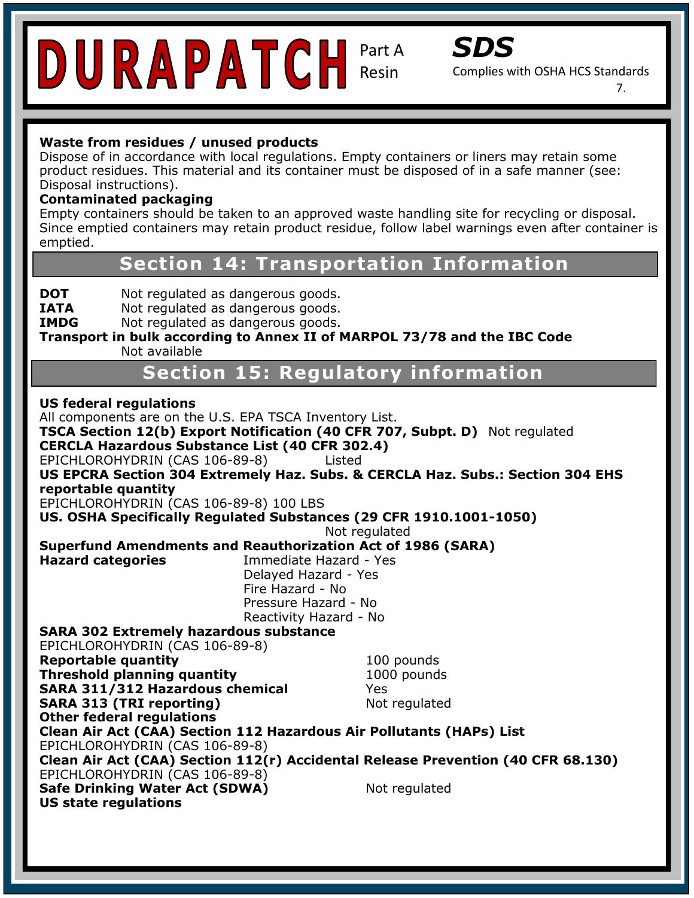**Waste from residues / unused products**
Dispose of in accordance with local regulations. Empty containers or liners may retain some product residues. This material and its container must be disposed of in a safe manner (see: Disposal instructions).
**Contaminated packaging**
Empty containers should be taken to an approved waste handling site for recycling or disposal. Since emptied containers may retain product residue, follow label warnings even after container is emptied.

## Section 14: Transportation Information

**DOT** Not regulated as dangerous goods.
**IATA** Not regulated as dangerous goods.
**IMDG** Not regulated as dangerous goods.
**Transport in bulk according to Annex II of MARPOL 73/78 and the IBC Code**
Not available

## Section 15: Regulatory information

**US federal regulations**
All components are on the U.S. EPA TSCA Inventory List.
**TSCA Section 12(b) Export Notification (40 CFR 707, Subpt. D)** Not regulated
**CERCLA Hazardous Substance List (40 CFR 302.4)**
EPICHLOROHYDRIN (CAS 106-89-8) Listed
**US EPCRA Section 304 Extremely Haz. Subs. & CERCLA Haz. Subs.: Section 304 EHS reportable quantity**
EPICHLOROHYDRIN (CAS 106-89-8) 100 LBS
**US. OSHA Specifically Regulated Substances (29 CFR 1910.1001-1050)**
Not regulated
**Superfund Amendments and Reauthorization Act of 1986 (SARA)**
**Hazard categories**
Immediate Hazard - Yes
Delayed Hazard - Yes
Fire Hazard - No
Pressure Hazard - No
Reactivity Hazard - No
**SARA 302 Extremely hazardous substance**
EPICHLOROHYDRIN (CAS 106-89-8)
**Reportable quantity** 100 pounds
**Threshold planning quantity** 1000 pounds
**SARA 311/312 Hazardous chemical** Yes
**SARA 313 (TRI reporting)** Not regulated
**Other federal regulations**
**Clean Air Act (CAA) Section 112 Hazardous Air Pollutants (HAPs) List**
EPICHLOROHYDRIN (CAS 106-89-8)
**Clean Air Act (CAA) Section 112(r) Accidental Release Prevention (40 CFR 68.130)**
EPICHLOROHYDRIN (CAS 106-89-8)
**Safe Drinking Water Act (SDWA)** Not regulated
**US state regulations**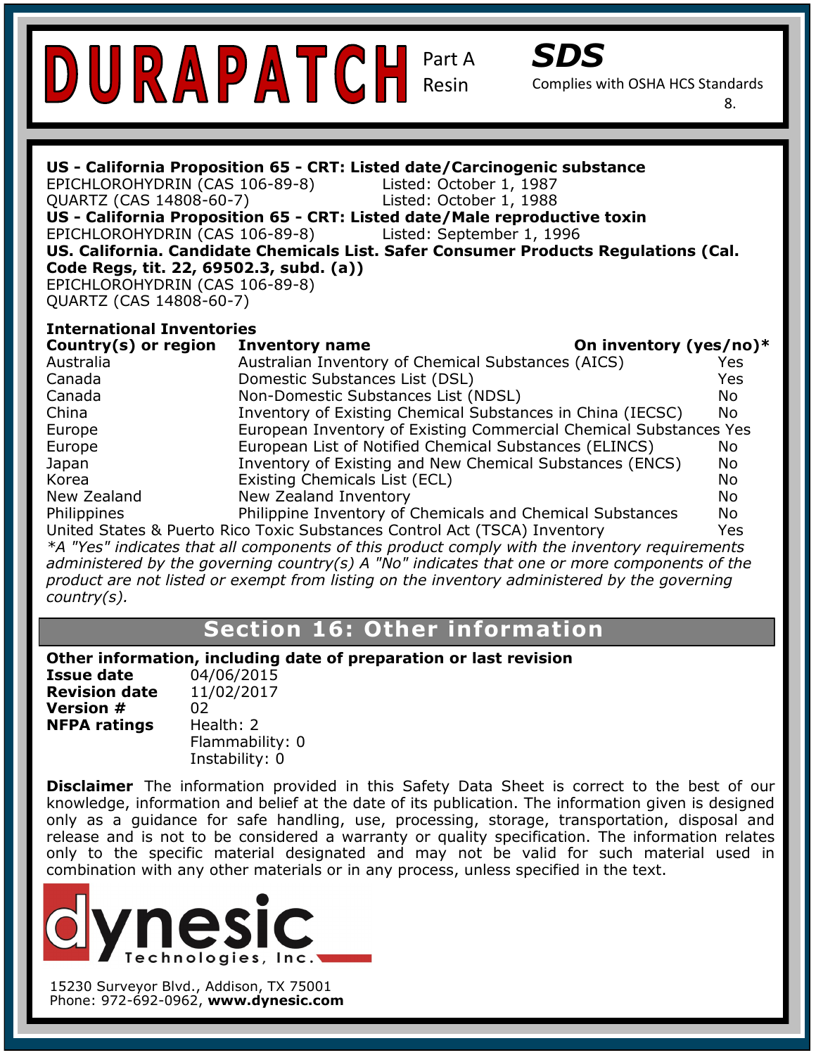**US - California Proposition 65 - CRT: Listed date/Carcinogenic substance**

| | |
|---|---|
| EPICHLOROHYDRIN (CAS 106-89-8) | Listed: October 1, 1987 |
| QUARTZ (CAS 14808-60-7) | Listed: October 1, 1988 |

**US - California Proposition 65 - CRT: Listed date/Male reproductive toxin**

| | |
|---|---|
| EPICHLOROHYDRIN (CAS 106-89-8) | Listed: September 1, 1996 |

**US. California. Candidate Chemicals List. Safer Consumer Products Regulations (Cal. Code Regs, tit. 22, 69502.3, subd. (a))**

EPICHLOROHYDRIN (CAS 106-89-8)
QUARTZ (CAS 14808-60-7)

**International Inventories**

| Country(s) or region | Inventory name | On inventory (yes/no)* |
|---|---|---|
| Australia | Australian Inventory of Chemical Substances (AICS) | Yes |
| Canada | Domestic Substances List (DSL) | Yes |
| Canada | Non-Domestic Substances List (NDSL) | No |
| China | Inventory of Existing Chemical Substances in China (IECSC) | No |
| Europe | European Inventory of Existing Commercial Chemical Substances | Yes |
| Europe | European List of Notified Chemical Substances (ELINCS) | No |
| Japan | Inventory of Existing and New Chemical Substances (ENCS) | No |
| Korea | Existing Chemicals List (ECL) | No |
| New Zealand | New Zealand Inventory | No |
| Philippines | Philippine Inventory of Chemicals and Chemical Substances | No |
| United States & Puerto Rico | Toxic Substances Control Act (TSCA) Inventory | Yes |

*\*A "Yes" indicates that all components of this product comply with the inventory requirements administered by the governing country(s) A "No" indicates that one or more components of the product are not listed or exempt from listing on the inventory administered by the governing country(s).*

## Section 16: Other information

**Other information, including date of preparation or last revision**

| | |
|---|---|
| **Issue date** | 04/06/2015 |
| **Revision date** | 11/02/2017 |
| **Version #** | 02 |
| **NFPA ratings** | Health: 2<br>Flammability: 0<br>Instability: 0 |

**Disclaimer** The information provided in this Safety Data Sheet is correct to the best of our knowledge, information and belief at the date of its publication. The information given is designed only as a guidance for safe handling, use, processing, storage, transportation, disposal and release and is not to be considered a warranty or quality specification. The information relates only to the specific material designated and may not be valid for such material used in combination with any other materials or in any process, unless specified in the text.

dynesic Technologies, Inc.

15230 Surveyor Blvd., Addison, TX 75001
Phone: 972-692-0962, **www.dynesic.com**